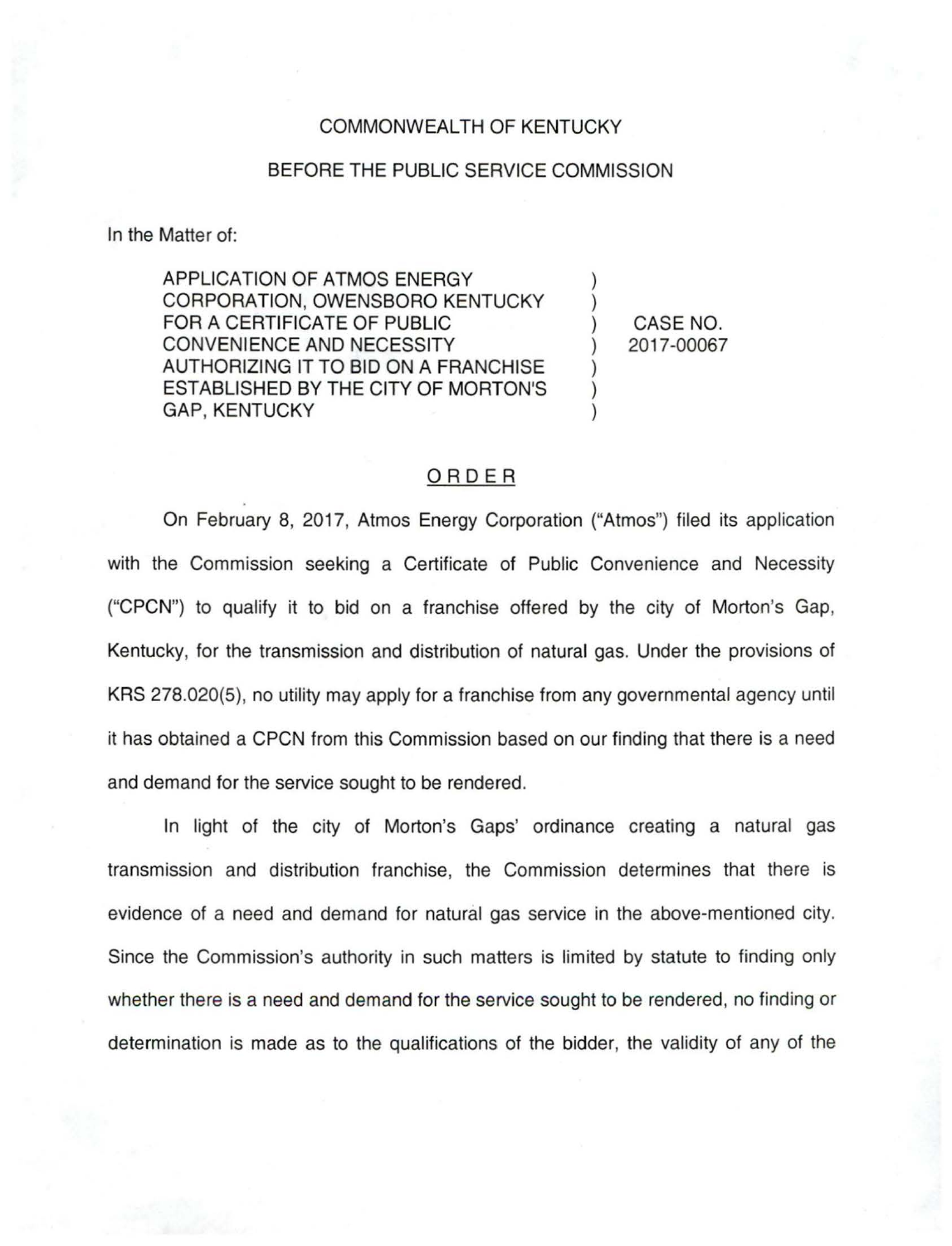COMMONWEALTH OF KENTUCKY

BEFORE THE PUBLIC SERVICE COMMISSION

In the Matter of:

| | | |
|---|---|---|
| APPLICATION OF ATMOS ENERGY CORPORATION, OWENSBORO KENTUCKY FOR A CERTIFICATE OF PUBLIC CONVENIENCE AND NECESSITY AUTHORIZING IT TO BID ON A FRANCHISE ESTABLISHED BY THE CITY OF MORTON'S GAP, KENTUCKY | ) | CASE NO. 2017-00067 |

## ORDER

On February 8, 2017, Atmos Energy Corporation ("Atmos") filed its application with the Commission seeking a Certificate of Public Convenience and Necessity ("CPCN") to qualify it to bid on a franchise offered by the city of Morton's Gap, Kentucky, for the transmission and distribution of natural gas. Under the provisions of KRS 278.020(5), no utility may apply for a franchise from any governmental agency until it has obtained a CPCN from this Commission based on our finding that there is a need and demand for the service sought to be rendered.

In light of the city of Morton's Gaps' ordinance creating a natural gas transmission and distribution franchise, the Commission determines that there is evidence of a need and demand for natural gas service in the above-mentioned city. Since the Commission's authority in such matters is limited by statute to finding only whether there is a need and demand for the service sought to be rendered, no finding or determination is made as to the qualifications of the bidder, the validity of any of the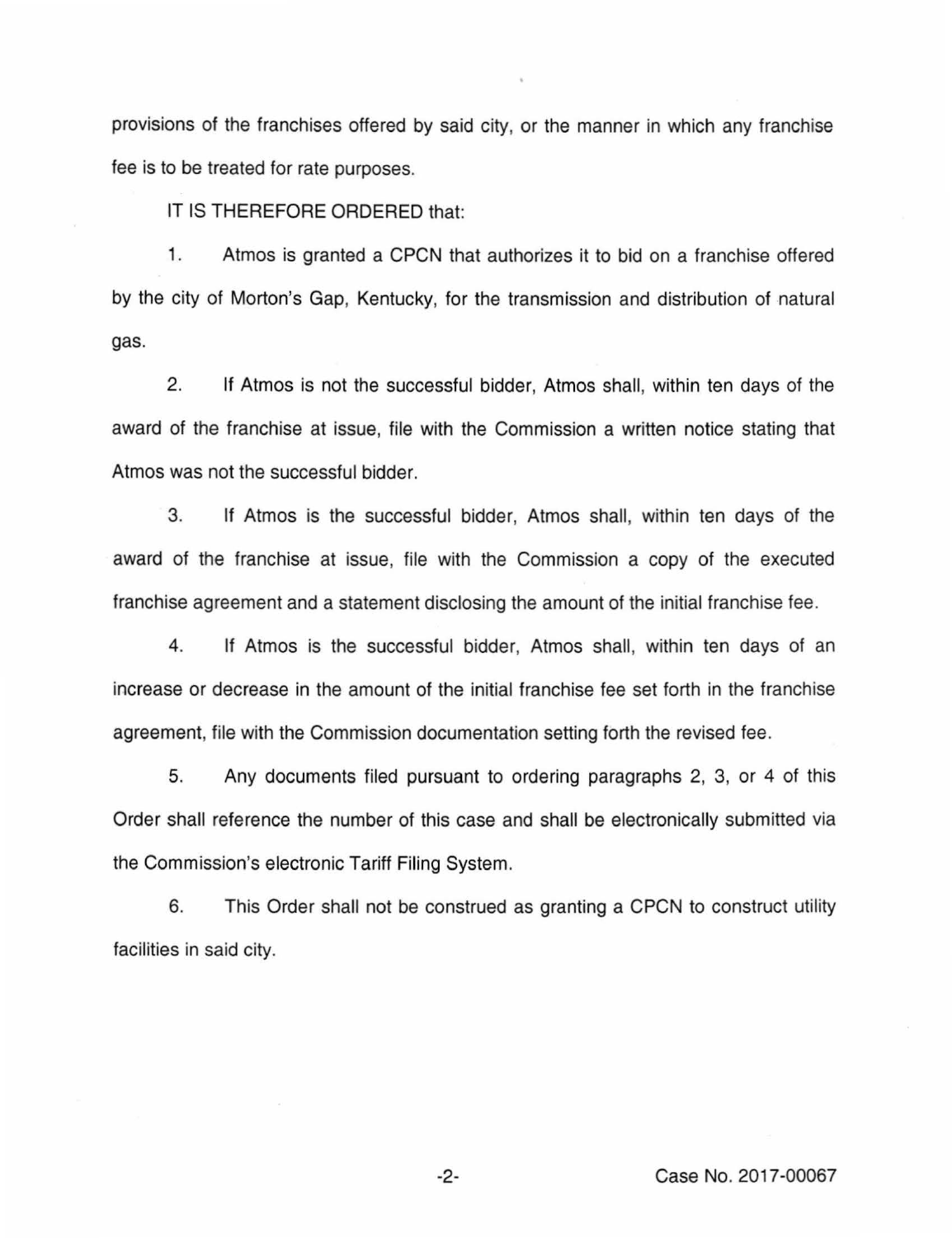provisions of the franchises offered by said city, or the manner in which any franchise fee is to be treated for rate purposes.

IT IS THEREFORE ORDERED that:

1. Atmos is granted a CPCN that authorizes it to bid on a franchise offered by the city of Morton's Gap, Kentucky, for the transmission and distribution of natural gas.

2. If Atmos is not the successful bidder, Atmos shall, within ten days of the award of the franchise at issue, file with the Commission a written notice stating that Atmos was not the successful bidder.

3. If Atmos is the successful bidder, Atmos shall, within ten days of the award of the franchise at issue, file with the Commission a copy of the executed franchise agreement and a statement disclosing the amount of the initial franchise fee.

4. If Atmos is the successful bidder, Atmos shall, within ten days of an increase or decrease in the amount of the initial franchise fee set forth in the franchise agreement, file with the Commission documentation setting forth the revised fee.

5. Any documents filed pursuant to ordering paragraphs 2, 3, or 4 of this Order shall reference the number of this case and shall be electronically submitted via the Commission's electronic Tariff Filing System.

6. This Order shall not be construed as granting a CPCN to construct utility facilities in said city.

Case No. 2017-00067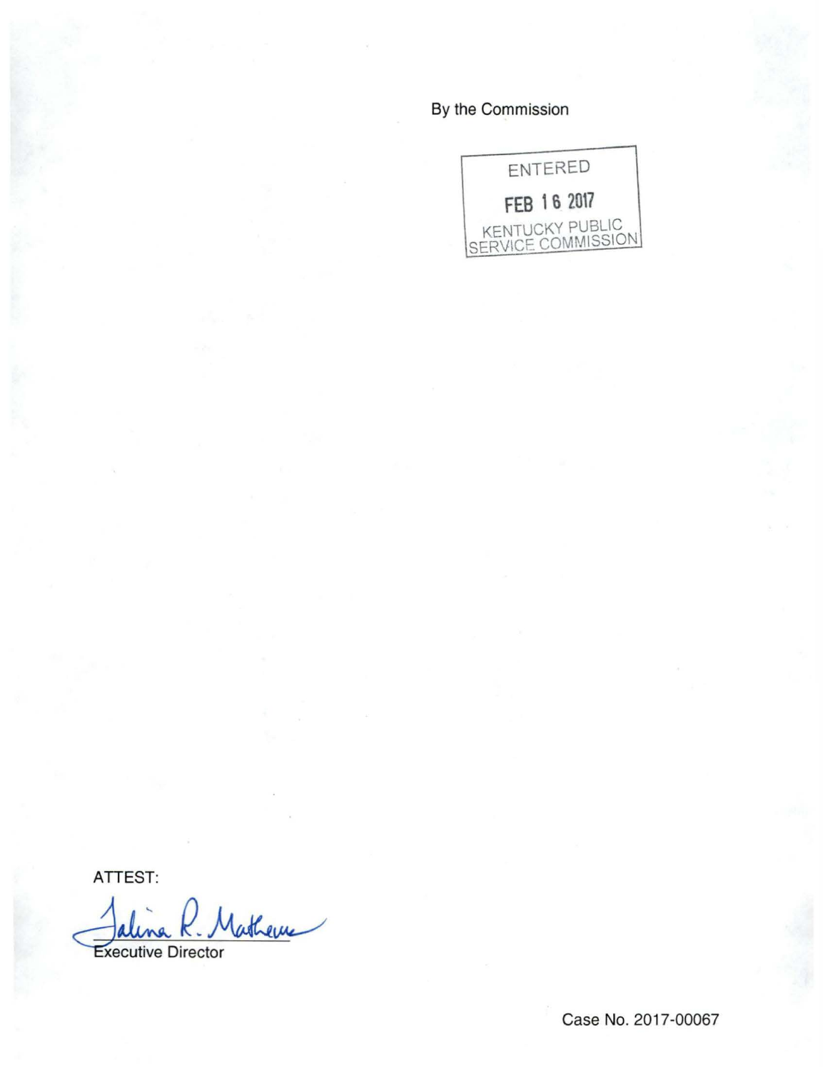By the Commission

ENTERED

FEB 16 2017

KENTUCKY PUBLIC SERVICE COMMISSION

ATTEST:

Executive Director

Case No. 2017-00067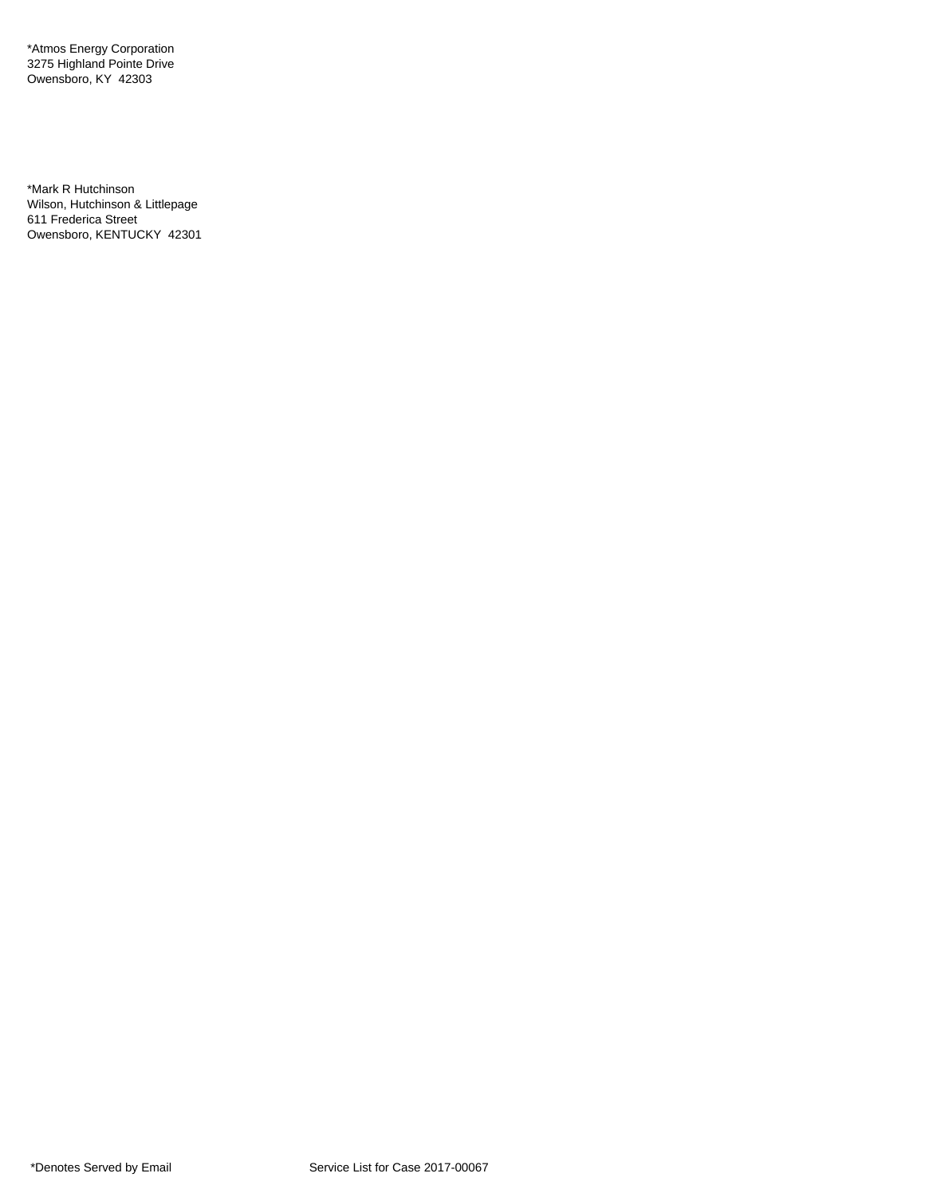*Atmos Energy Corporation
3275 Highland Pointe Drive
Owensboro, KY  42303

*Mark R Hutchinson
Wilson, Hutchinson & Littlepage
611 Frederica Street
Owensboro, KENTUCKY  42301

*Denotes Served by Email

Service List for Case 2017-00067